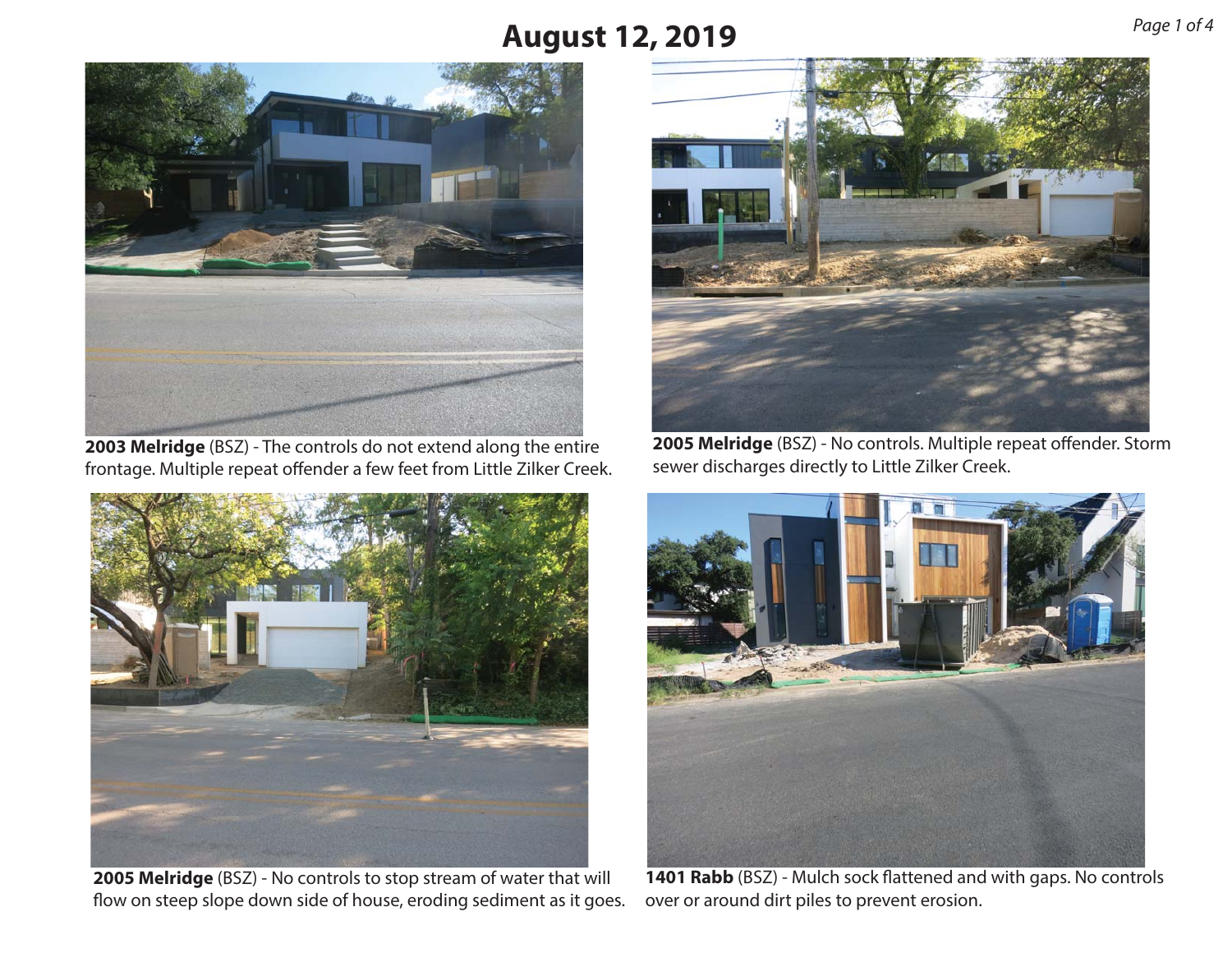# August 12, 2019

**2003 Melridge** (BSZ) - The controls do not extend along the entire frontage. Multiple repeat offender a few feet from Little Zilker Creek.

**2005 Melridge** (BSZ) - No controls. Multiple repeat offender. Storm sewer discharges directly to Little Zilker Creek.

**2005 Melridge** (BSZ) - No controls to stop stream of water that will flow on steep slope down side of house, eroding sediment as it goes.

**1401 Rabb** (BSZ) - Mulch sock flattened and with gaps. No controls over or around dirt piles to prevent erosion.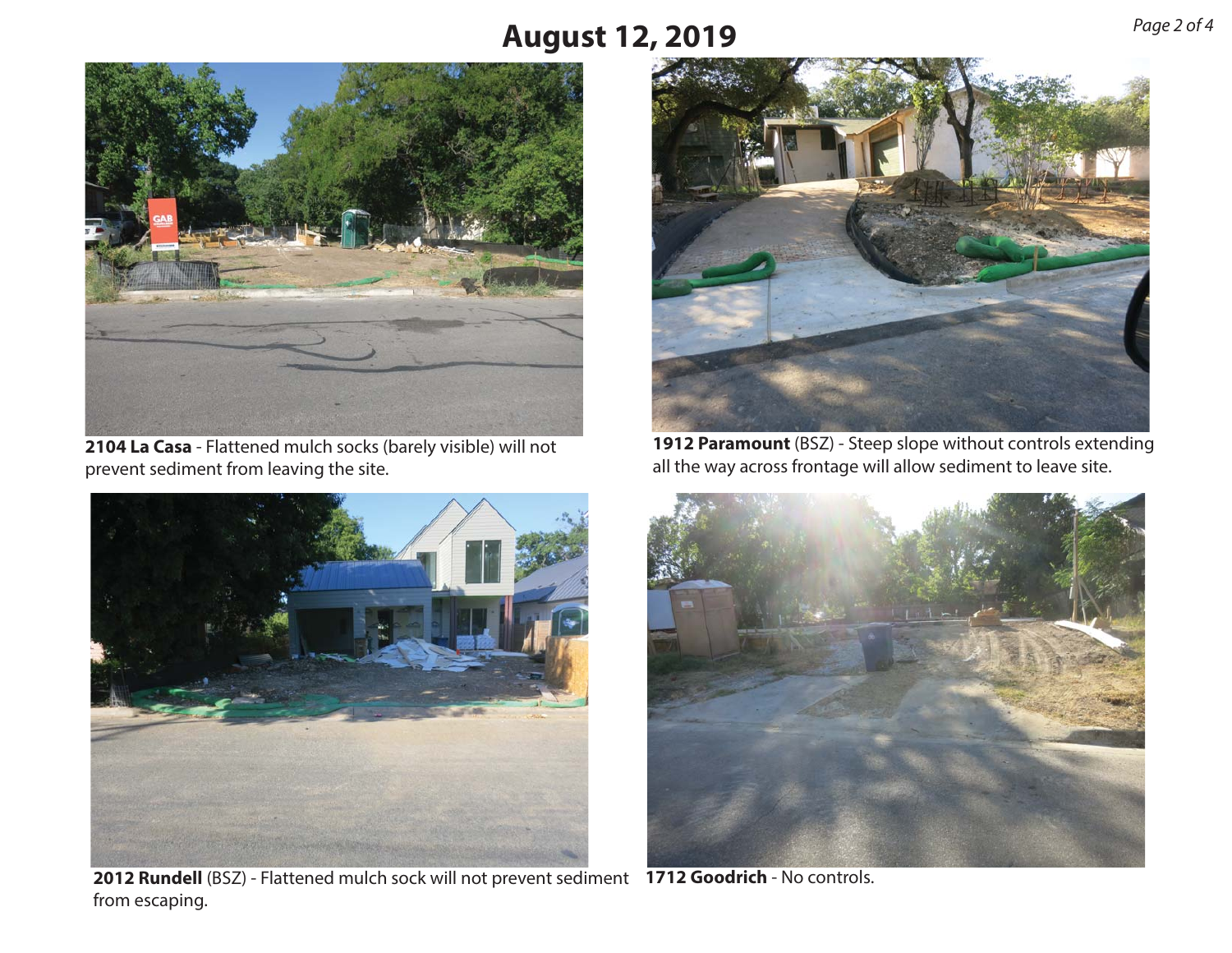# August 12, 2019

**2104 La Casa** - Flattened mulch socks (barely visible) will not prevent sediment from leaving the site.

**1912 Paramount** (BSZ) - Steep slope without controls extending all the way across frontage will allow sediment to leave site.

**2012 Rundell** (BSZ) - Flattened mulch sock will not prevent sediment from escaping.

**1712 Goodrich** - No controls.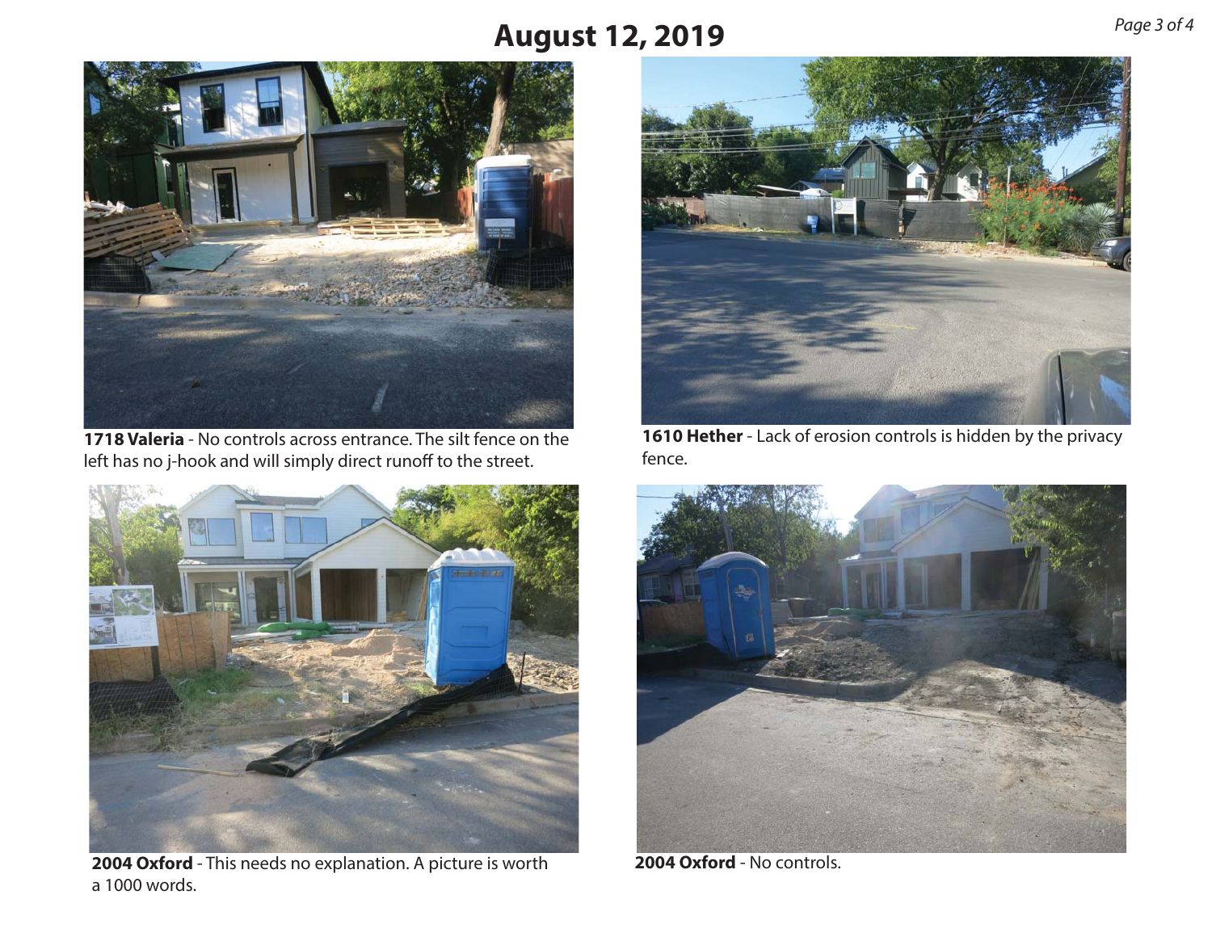# August 12, 2019

**1718 Valeria** - No controls across entrance. The silt fence on the left has no j-hook and will simply direct runoff to the street.

**1610 Hether** - Lack of erosion controls is hidden by the privacy fence.

**2004 Oxford** - This needs no explanation. A picture is worth a 1000 words.

**2004 Oxford** - No controls.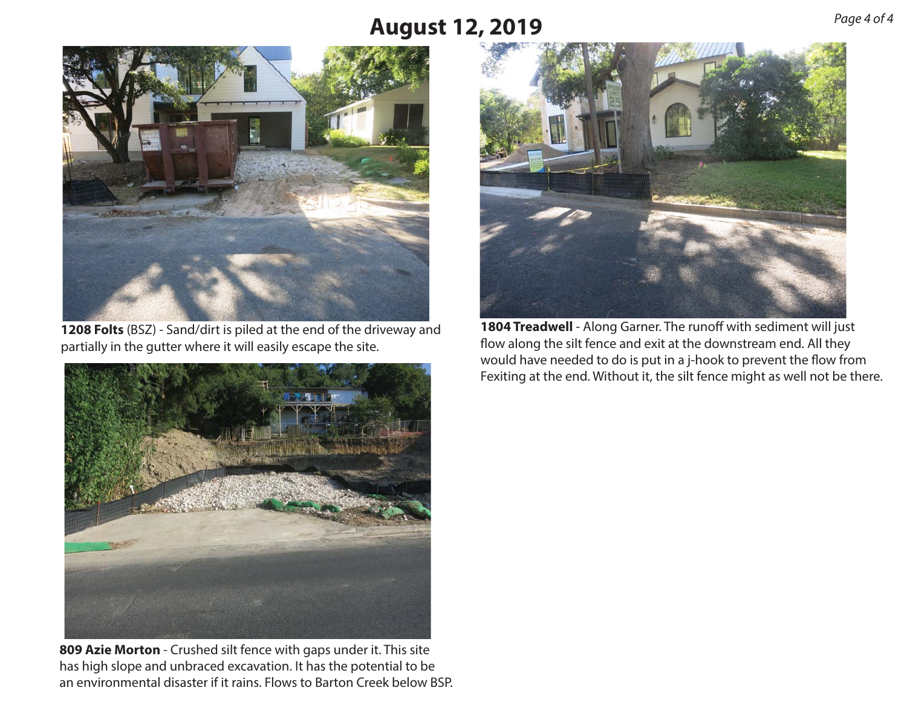# August 12, 2019

**1208 Folts** (BSZ) - Sand/dirt is piled at the end of the driveway and partially in the gutter where it will easily escape the site.

**809 Azie Morton** - Crushed silt fence with gaps under it. This site has high slope and unbraced excavation. It has the potential to be an environmental disaster if it rains. Flows to Barton Creek below BSP.

**1804 Treadwell** - Along Garner. The runoff with sediment will just flow along the silt fence and exit at the downstream end. All they would have needed to do is put in a j-hook to prevent the flow from Fexiting at the end. Without it, the silt fence might as well not be there.